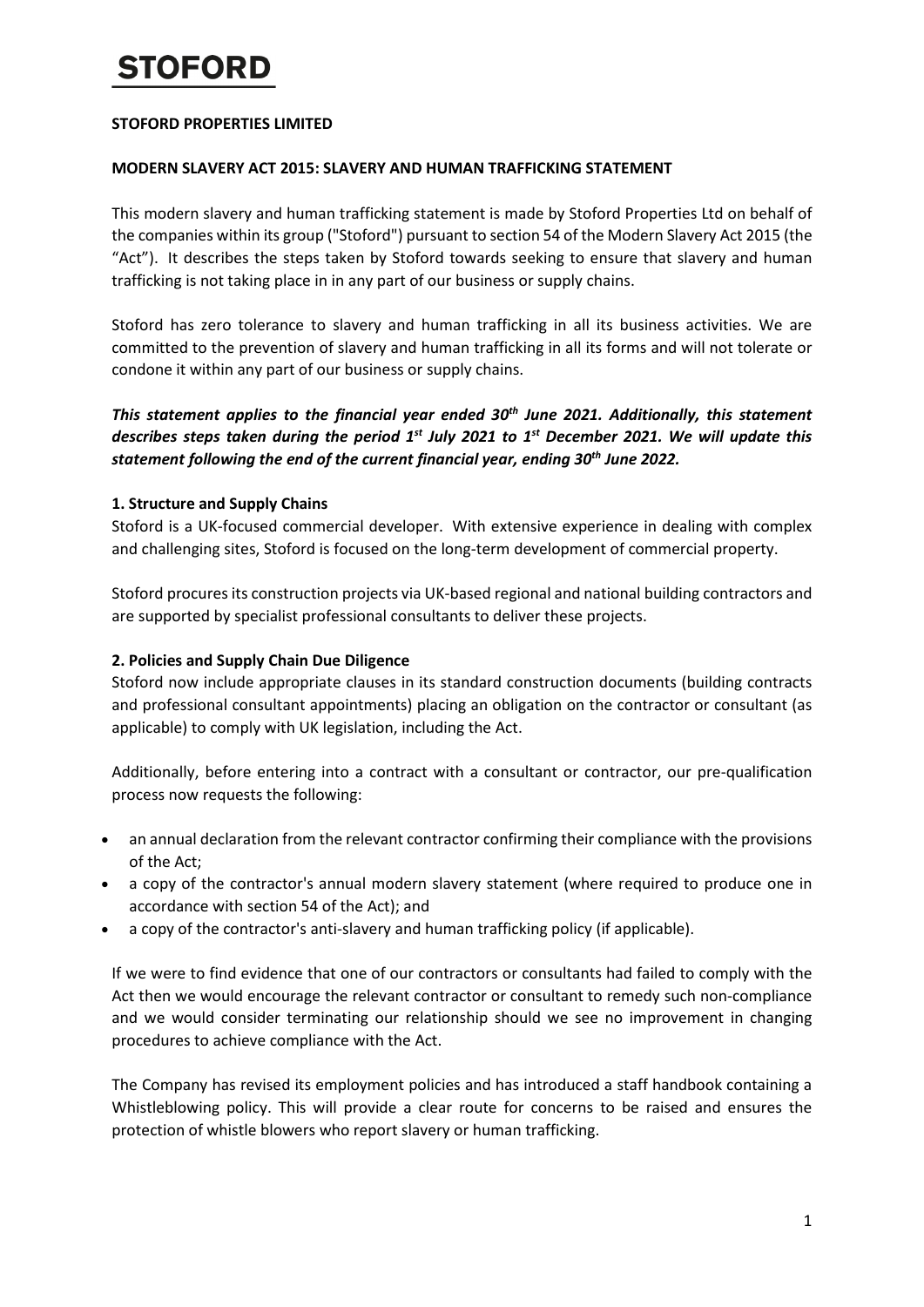# STOFORD

**STOFORD PROPERTIES LIMITED**

**MODERN SLAVERY ACT 2015: SLAVERY AND HUMAN TRAFFICKING STATEMENT**

This modern slavery and human trafficking statement is made by Stoford Properties Ltd on behalf of the companies within its group ("Stoford") pursuant to section 54 of the Modern Slavery Act 2015 (the "Act"). It describes the steps taken by Stoford towards seeking to ensure that slavery and human trafficking is not taking place in in any part of our business or supply chains.

Stoford has zero tolerance to slavery and human trafficking in all its business activities. We are committed to the prevention of slavery and human trafficking in all its forms and will not tolerate or condone it within any part of our business or supply chains.

***This statement applies to the financial year ended 30th June 2021. Additionally, this statement describes steps taken during the period 1st July 2021 to 1st December 2021. We will update this statement following the end of the current financial year, ending 30th June 2022.***

**1. Structure and Supply Chains**

Stoford is a UK-focused commercial developer. With extensive experience in dealing with complex and challenging sites, Stoford is focused on the long-term development of commercial property.

Stoford procures its construction projects via UK-based regional and national building contractors and are supported by specialist professional consultants to deliver these projects.

**2. Policies and Supply Chain Due Diligence**

Stoford now include appropriate clauses in its standard construction documents (building contracts and professional consultant appointments) placing an obligation on the contractor or consultant (as applicable) to comply with UK legislation, including the Act.

Additionally, before entering into a contract with a consultant or contractor, our pre-qualification process now requests the following:

- an annual declaration from the relevant contractor confirming their compliance with the provisions of the Act;
- a copy of the contractor's annual modern slavery statement (where required to produce one in accordance with section 54 of the Act); and
- a copy of the contractor's anti-slavery and human trafficking policy (if applicable).

If we were to find evidence that one of our contractors or consultants had failed to comply with the Act then we would encourage the relevant contractor or consultant to remedy such non-compliance and we would consider terminating our relationship should we see no improvement in changing procedures to achieve compliance with the Act.

The Company has revised its employment policies and has introduced a staff handbook containing a Whistleblowing policy. This will provide a clear route for concerns to be raised and ensures the protection of whistle blowers who report slavery or human trafficking.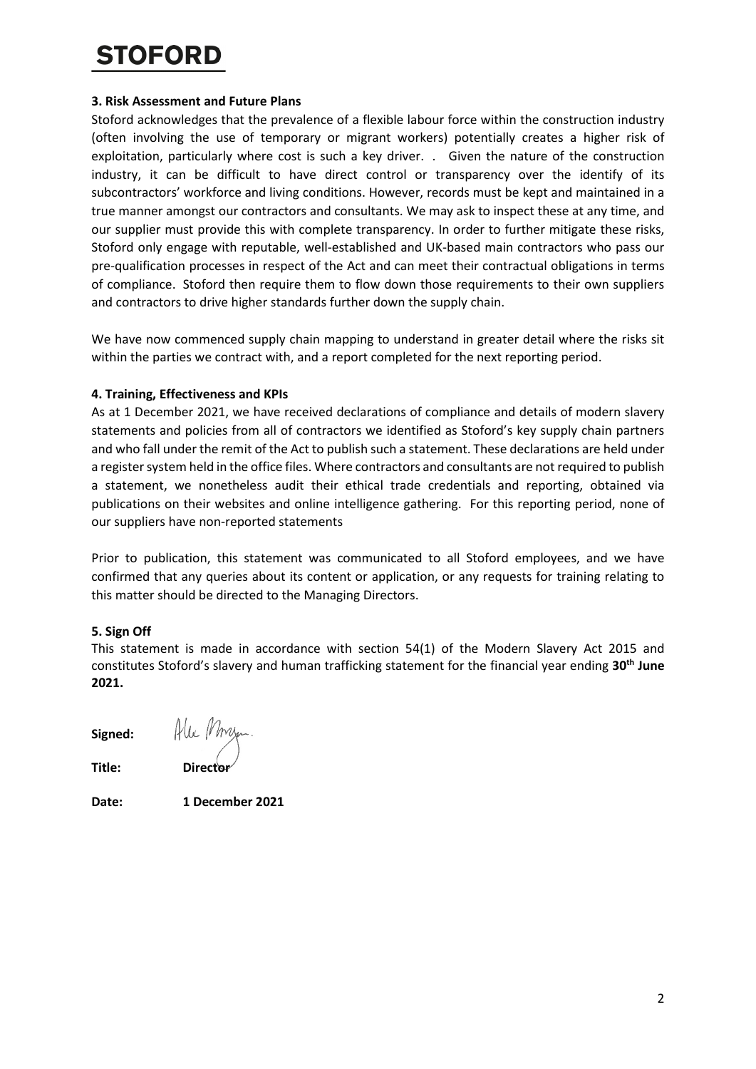**STOFORD**

**3. Risk Assessment and Future Plans**

Stoford acknowledges that the prevalence of a flexible labour force within the construction industry (often involving the use of temporary or migrant workers) potentially creates a higher risk of exploitation, particularly where cost is such a key driver. . Given the nature of the construction industry, it can be difficult to have direct control or transparency over the identify of its subcontractors' workforce and living conditions. However, records must be kept and maintained in a true manner amongst our contractors and consultants. We may ask to inspect these at any time, and our supplier must provide this with complete transparency. In order to further mitigate these risks, Stoford only engage with reputable, well-established and UK-based main contractors who pass our pre-qualification processes in respect of the Act and can meet their contractual obligations in terms of compliance. Stoford then require them to flow down those requirements to their own suppliers and contractors to drive higher standards further down the supply chain.

We have now commenced supply chain mapping to understand in greater detail where the risks sit within the parties we contract with, and a report completed for the next reporting period.

**4. Training, Effectiveness and KPIs**

As at 1 December 2021, we have received declarations of compliance and details of modern slavery statements and policies from all of contractors we identified as Stoford's key supply chain partners and who fall under the remit of the Act to publish such a statement. These declarations are held under a register system held in the office files. Where contractors and consultants are not required to publish a statement, we nonetheless audit their ethical trade credentials and reporting, obtained via publications on their websites and online intelligence gathering. For this reporting period, none of our suppliers have non-reported statements

Prior to publication, this statement was communicated to all Stoford employees, and we have confirmed that any queries about its content or application, or any requests for training relating to this matter should be directed to the Managing Directors.

**5. Sign Off**

This statement is made in accordance with section 54(1) of the Modern Slavery Act 2015 and constitutes Stoford's slavery and human trafficking statement for the financial year ending **30th June 2021.**

**Signed:** Alex Morgan.

**Title:** **Director**

**Date:** **1 December 2021**